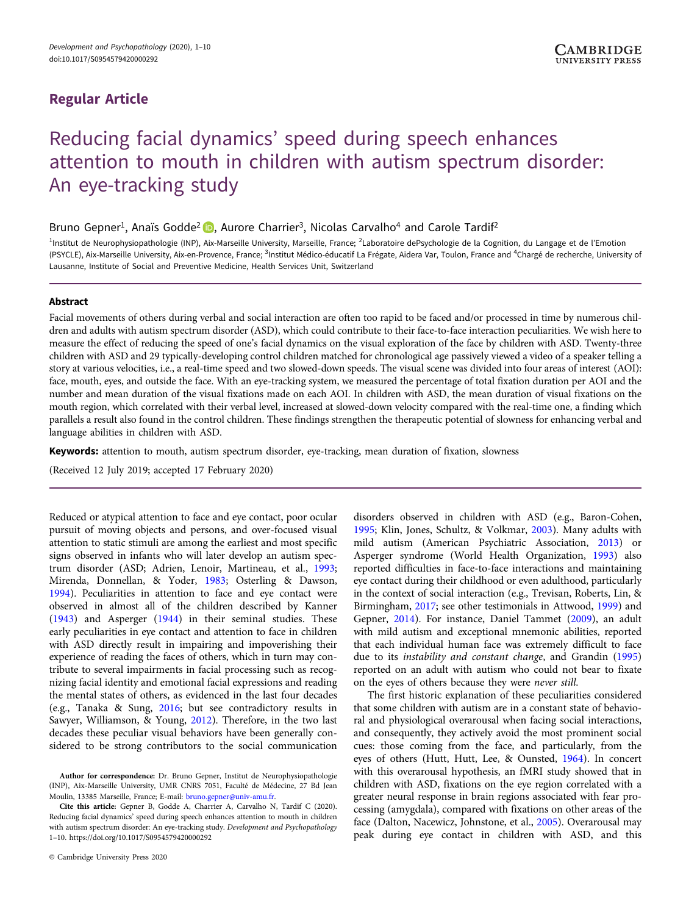## Regular Article

# Reducing facial dynamics' speed during speech enhances attention to mouth in children with autism spectrum disorder: An eye-tracking study

Bruno Gepner[1], Anaïs Godde[2], Aurore Charrier[3], Nicolas Carvalho[4] and Carole Tardif[2]

[1]Institut de Neurophysiopathologie (INP), Aix-Marseille University, Marseille, France; [2]Laboratoire dePsychologie de la Cognition, du Langage et de l'Emotion (PSYCLE), Aix-Marseille University, Aix-en-Provence, France; [3]Institut Médico-éducatif La Frégate, Aidera Var, Toulon, France and [4]Chargé de recherche, University of Lausanne, Institute of Social and Preventive Medicine, Health Services Unit, Switzerland

### Abstract

Facial movements of others during verbal and social interaction are often too rapid to be faced and/or processed in time by numerous children and adults with autism spectrum disorder (ASD), which could contribute to their face-to-face interaction peculiarities. We wish here to measure the effect of reducing the speed of one's facial dynamics on the visual exploration of the face by children with ASD. Twenty-three children with ASD and 29 typically-developing control children matched for chronological age passively viewed a video of a speaker telling a story at various velocities, i.e., a real-time speed and two slowed-down speeds. The visual scene was divided into four areas of interest (AOI): face, mouth, eyes, and outside the face. With an eye-tracking system, we measured the percentage of total fixation duration per AOI and the number and mean duration of the visual fixations made on each AOI. In children with ASD, the mean duration of visual fixations on the mouth region, which correlated with their verbal level, increased at slowed-down velocity compared with the real-time one, a finding which parallels a result also found in the control children. These findings strengthen the therapeutic potential of slowness for enhancing verbal and language abilities in children with ASD.

**Keywords:** attention to mouth, autism spectrum disorder, eye-tracking, mean duration of fixation, slowness

(Received 12 July 2019; accepted 17 February 2020)

Reduced or atypical attention to face and eye contact, poor ocular pursuit of moving objects and persons, and over-focused visual attention to static stimuli are among the earliest and most specific signs observed in infants who will later develop an autism spectrum disorder (ASD; Adrien, Lenoir, Martineau, et al., 1993; Mirenda, Donnellan, & Yoder, 1983; Osterling & Dawson, 1994). Peculiarities in attention to face and eye contact were observed in almost all of the children described by Kanner (1943) and Asperger (1944) in their seminal studies. These early peculiarities in eye contact and attention to face in children with ASD directly result in impairing and impoverishing their experience of reading the faces of others, which in turn may contribute to several impairments in facial processing such as recognizing facial identity and emotional facial expressions and reading the mental states of others, as evidenced in the last four decades (e.g., Tanaka & Sung, 2016; but see contradictory results in Sawyer, Williamson, & Young, 2012). Therefore, in the two last decades these peculiar visual behaviors have been generally considered to be strong contributors to the social communication disorders observed in children with ASD (e.g., Baron-Cohen, 1995; Klin, Jones, Schultz, & Volkmar, 2003). Many adults with mild autism (American Psychiatric Association, 2013) or Asperger syndrome (World Health Organization, 1993) also reported difficulties in face-to-face interactions and maintaining eye contact during their childhood or even adulthood, particularly in the context of social interaction (e.g., Trevisan, Roberts, Lin, & Birmingham, 2017; see other testimonials in Attwood, 1999) and Gepner, 2014). For instance, Daniel Tammet (2009), an adult with mild autism and exceptional mnemonic abilities, reported that each individual human face was extremely difficult to face due to its *instability and constant change*, and Grandin (1995) reported on an adult with autism who could not bear to fixate on the eyes of others because they were *never still*.

The first historic explanation of these peculiarities considered that some children with autism are in a constant state of behavioral and physiological overarousal when facing social interactions, and consequently, they actively avoid the most prominent social cues: those coming from the face, and particularly, from the eyes of others (Hutt, Hutt, Lee, & Ounsted, 1964). In concert with this overarousal hypothesis, an fMRI study showed that in children with ASD, fixations on the eye region correlated with a greater neural response in brain regions associated with fear processing (amygdala), compared with fixations on other areas of the face (Dalton, Nacewicz, Johnstone, et al., 2005). Overarousal may peak during eye contact in children with ASD, and this

**Author for correspondence:** Dr. Bruno Gepner, Institut de Neurophysiopathologie (INP), Aix-Marseille University, UMR CNRS 7051, Faculté de Médecine, 27 Bd Jean Moulin, 13385 Marseille, France; E-mail: bruno.gepner@univ-amu.fr.

**Cite this article:** Gepner B, Godde A, Charrier A, Carvalho N, Tardif C (2020). Reducing facial dynamics' speed during speech enhances attention to mouth in children with autism spectrum disorder: An eye-tracking study. *Development and Psychopathology* 1–10. https://doi.org/10.1017/S0954579420000292

© Cambridge University Press 2020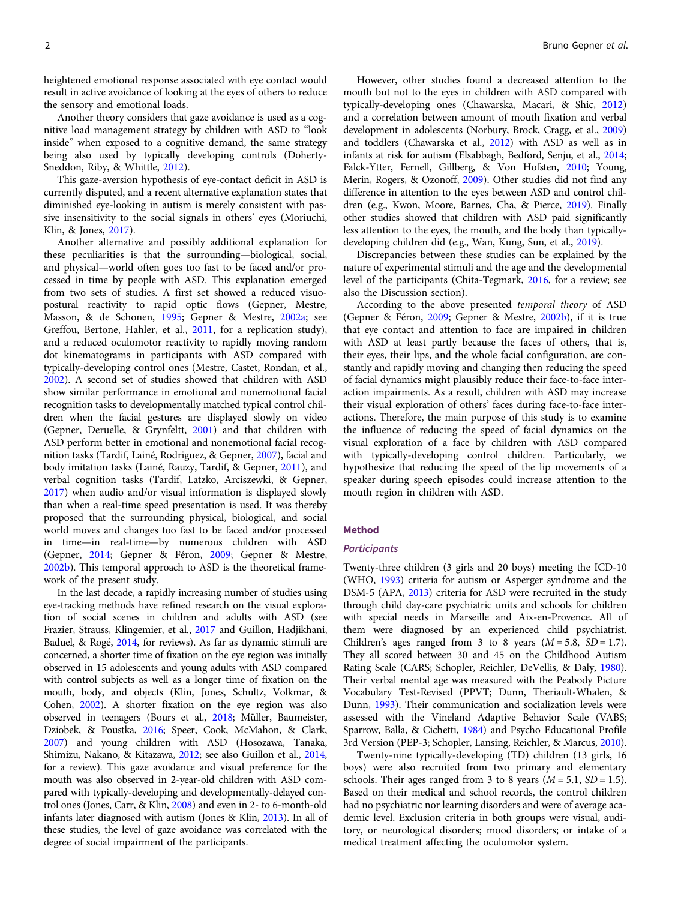heightened emotional response associated with eye contact would result in active avoidance of looking at the eyes of others to reduce the sensory and emotional loads.

Another theory considers that gaze avoidance is used as a cognitive load management strategy by children with ASD to "look inside" when exposed to a cognitive demand, the same strategy being also used by typically developing controls (Doherty-Sneddon, Riby, & Whittle, 2012).

This gaze-aversion hypothesis of eye-contact deficit in ASD is currently disputed, and a recent alternative explanation states that diminished eye-looking in autism is merely consistent with passive insensitivity to the social signals in others' eyes (Moriuchi, Klin, & Jones, 2017).

Another alternative and possibly additional explanation for these peculiarities is that the surrounding—biological, social, and physical—world often goes too fast to be faced and/or processed in time by people with ASD. This explanation emerged from two sets of studies. A first set showed a reduced visuo-postural reactivity to rapid optic flows (Gepner, Mestre, Masson, & de Schonen, 1995; Gepner & Mestre, 2002a; see Greffou, Bertone, Hahler, et al., 2011, for a replication study), and a reduced oculomotor reactivity to rapidly moving random dot kinematograms in participants with ASD compared with typically-developing control ones (Mestre, Castet, Rondan, et al., 2002). A second set of studies showed that children with ASD show similar performance in emotional and nonemotional facial recognition tasks to developmentally matched typical control children when the facial gestures are displayed slowly on video (Gepner, Deruelle, & Grynfeltt, 2001) and that children with ASD perform better in emotional and nonemotional facial recognition tasks (Tardif, Lainé, Rodriguez, & Gepner, 2007), facial and body imitation tasks (Lainé, Rauzy, Tardif, & Gepner, 2011), and verbal cognition tasks (Tardif, Latzko, Arciszewski, & Gepner, 2017) when audio and/or visual information is displayed slowly than when a real-time speed presentation is used. It was thereby proposed that the surrounding physical, biological, and social world moves and changes too fast to be faced and/or processed in time—in real-time—by numerous children with ASD (Gepner, 2014; Gepner & Féron, 2009; Gepner & Mestre, 2002b). This temporal approach to ASD is the theoretical framework of the present study.

In the last decade, a rapidly increasing number of studies using eye-tracking methods have refined research on the visual exploration of social scenes in children and adults with ASD (see Frazier, Strauss, Klingemier, et al., 2017 and Guillon, Hadjikhani, Baduel, & Rogé, 2014, for reviews). As far as dynamic stimuli are concerned, a shorter time of fixation on the eye region was initially observed in 15 adolescents and young adults with ASD compared with control subjects as well as a longer time of fixation on the mouth, body, and objects (Klin, Jones, Schultz, Volkmar, & Cohen, 2002). A shorter fixation on the eye region was also observed in teenagers (Bours et al., 2018; Müller, Baumeister, Dziobek, & Poustka, 2016; Speer, Cook, McMahon, & Clark, 2007) and young children with ASD (Hosozawa, Tanaka, Shimizu, Nakano, & Kitazawa, 2012; see also Guillon et al., 2014, for a review). This gaze avoidance and visual preference for the mouth was also observed in 2-year-old children with ASD compared with typically-developing and developmentally-delayed control ones (Jones, Carr, & Klin, 2008) and even in 2- to 6-month-old infants later diagnosed with autism (Jones & Klin, 2013). In all of these studies, the level of gaze avoidance was correlated with the degree of social impairment of the participants.

However, other studies found a decreased attention to the mouth but not to the eyes in children with ASD compared with typically-developing ones (Chawarska, Macari, & Shic, 2012) and a correlation between amount of mouth fixation and verbal development in adolescents (Norbury, Brock, Cragg, et al., 2009) and toddlers (Chawarska et al., 2012) with ASD as well as in infants at risk for autism (Elsabbagh, Bedford, Senju, et al., 2014; Falck-Ytter, Fernell, Gillberg, & Von Hofsten, 2010; Young, Merin, Rogers, & Ozonoff, 2009). Other studies did not find any difference in attention to the eyes between ASD and control children (e.g., Kwon, Moore, Barnes, Cha, & Pierce, 2019). Finally other studies showed that children with ASD paid significantly less attention to the eyes, the mouth, and the body than typically-developing children did (e.g., Wan, Kung, Sun, et al., 2019).

Discrepancies between these studies can be explained by the nature of experimental stimuli and the age and the developmental level of the participants (Chita-Tegmark, 2016, for a review; see also the Discussion section).

According to the above presented *temporal theory* of ASD (Gepner & Féron, 2009; Gepner & Mestre, 2002b), if it is true that eye contact and attention to face are impaired in children with ASD at least partly because the faces of others, that is, their eyes, their lips, and the whole facial configuration, are constantly and rapidly moving and changing then reducing the speed of facial dynamics might plausibly reduce their face-to-face interaction impairments. As a result, children with ASD may increase their visual exploration of others' faces during face-to-face interactions. Therefore, the main purpose of this study is to examine the influence of reducing the speed of facial dynamics on the visual exploration of a face by children with ASD compared with typically-developing control children. Particularly, we hypothesize that reducing the speed of the lip movements of a speaker during speech episodes could increase attention to the mouth region in children with ASD.

## Method

### Participants

Twenty-three children (3 girls and 20 boys) meeting the ICD-10 (WHO, 1993) criteria for autism or Asperger syndrome and the DSM-5 (APA, 2013) criteria for ASD were recruited in the study through child day-care psychiatric units and schools for children with special needs in Marseille and Aix-en-Provence. All of them were diagnosed by an experienced child psychiatrist. Children's ages ranged from 3 to 8 years ($M = 5.8$, $SD = 1.7$). They all scored between 30 and 45 on the Childhood Autism Rating Scale (CARS; Schopler, Reichler, DeVellis, & Daly, 1980). Their verbal mental age was measured with the Peabody Picture Vocabulary Test-Revised (PPVT; Dunn, Theriault-Whalen, & Dunn, 1993). Their communication and socialization levels were assessed with the Vineland Adaptive Behavior Scale (VABS; Sparrow, Balla, & Cichetti, 1984) and Psycho Educational Profile 3rd Version (PEP-3; Schopler, Lansing, Reichler, & Marcus, 2010).

Twenty-nine typically-developing (TD) children (13 girls, 16 boys) were also recruited from two primary and elementary schools. Their ages ranged from 3 to 8 years ($M = 5.1$, $SD = 1.5$). Based on their medical and school records, the control children had no psychiatric nor learning disorders and were of average academic level. Exclusion criteria in both groups were visual, auditory, or neurological disorders; mood disorders; or intake of a medical treatment affecting the oculomotor system.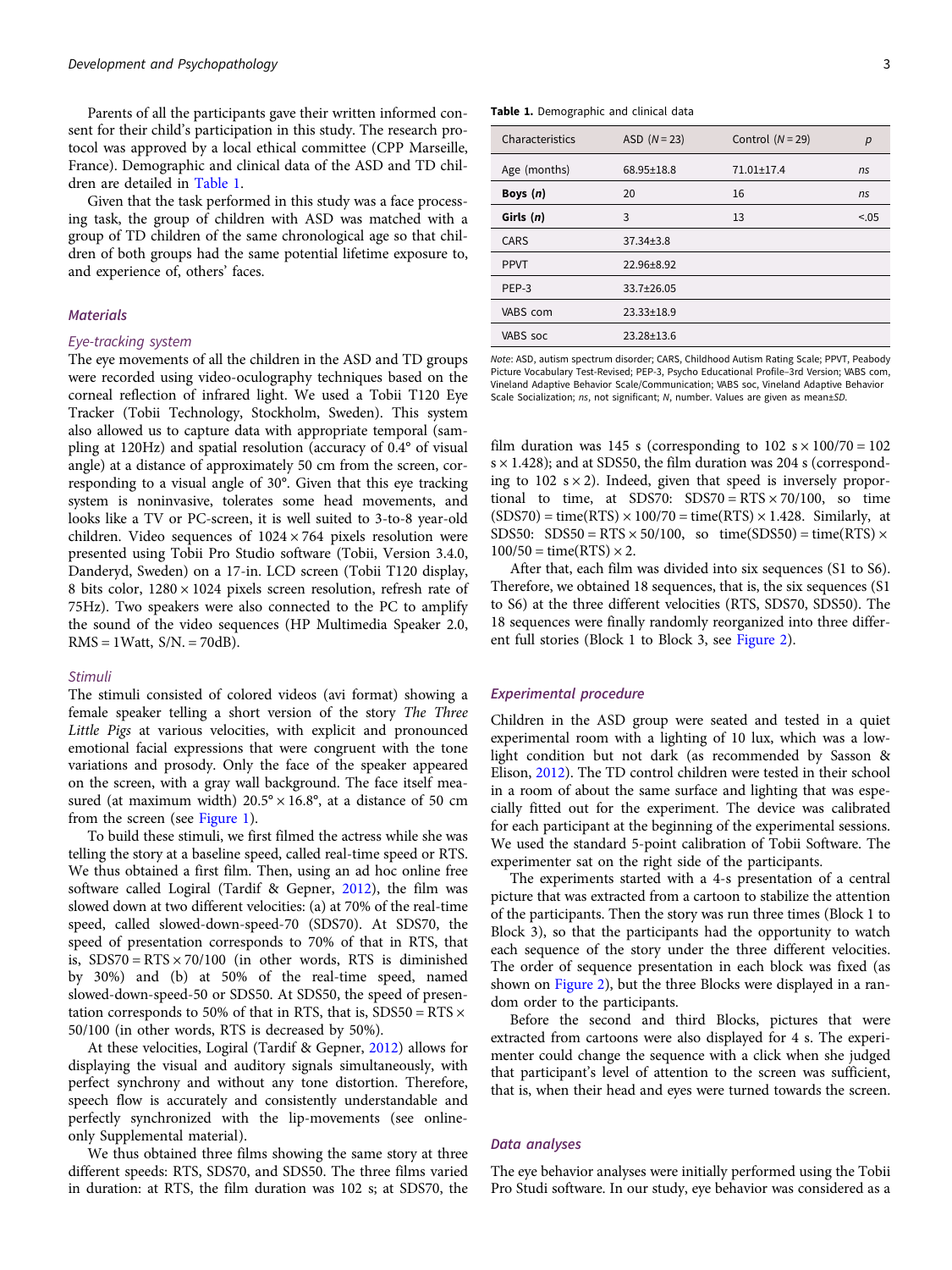Parents of all the participants gave their written informed consent for their child's participation in this study. The research protocol was approved by a local ethical committee (CPP Marseille, France). Demographic and clinical data of the ASD and TD children are detailed in Table 1.

Given that the task performed in this study was a face processing task, the group of children with ASD was matched with a group of TD children of the same chronological age so that children of both groups had the same potential lifetime exposure to, and experience of, others' faces.

**Table 1.** Demographic and clinical data

| Characteristics | ASD ($N = 23$) | Control ($N = 29$) | $p$ |
|---|---|---|---|
| Age (months) | 68.95±18.8 | 71.01±17.4 | *ns* |
| **Boys (*n*)** | 20 | 16 | *ns* |
| **Girls (*n*)** | 3 | 13 | <.05 |
| CARS | 37.34±3.8 | | |
| PPVT | 22.96±8.92 | | |
| PEP-3 | 33.7±26.05 | | |
| VABS com | 23.33±18.9 | | |
| VABS soc | 23.28±13.6 | | |

*Note*: ASD, autism spectrum disorder; CARS, Childhood Autism Rating Scale; PPVT, Peabody Picture Vocabulary Test-Revised; PEP-3, Psycho Educational Profile–3rd Version; VABS com, Vineland Adaptive Behavior Scale/Communication; VABS soc, Vineland Adaptive Behavior Scale Socialization; *ns*, not significant; *N*, number. Values are given as mean±*SD*.

## Materials

### Eye-tracking system

The eye movements of all the children in the ASD and TD groups were recorded using video-oculography techniques based on the corneal reflection of infrared light. We used a Tobii T120 Eye Tracker (Tobii Technology, Stockholm, Sweden). This system also allowed us to capture data with appropriate temporal (sampling at 120Hz) and spatial resolution (accuracy of 0.4° of visual angle) at a distance of approximately 50 cm from the screen, corresponding to a visual angle of 30°. Given that this eye tracking system is noninvasive, tolerates some head movements, and looks like a TV or PC-screen, it is well suited to 3-to-8 year-old children. Video sequences of $1024 \times 764$ pixels resolution were presented using Tobii Pro Studio software (Tobii, Version 3.4.0, Danderyd, Sweden) on a 17-in. LCD screen (Tobii T120 display, 8 bits color, $1280 \times 1024$ pixels screen resolution, refresh rate of 75Hz). Two speakers were also connected to the PC to amplify the sound of the video sequences (HP Multimedia Speaker 2.0, RMS = 1Watt, S/N. = 70dB).

### Stimuli

The stimuli consisted of colored videos (avi format) showing a female speaker telling a short version of the story *The Three Little Pigs* at various velocities, with explicit and pronounced emotional facial expressions that were congruent with the tone variations and prosody. Only the face of the speaker appeared on the screen, with a gray wall background. The face itself measured (at maximum width) 20.5° × 16.8°, at a distance of 50 cm from the screen (see Figure 1).

To build these stimuli, we first filmed the actress while she was telling the story at a baseline speed, called real-time speed or RTS. We thus obtained a first film. Then, using an ad hoc online free software called Logiral (Tardif & Gepner, 2012), the film was slowed down at two different velocities: (a) at 70% of the real-time speed, called slowed-down-speed-70 (SDS70). At SDS70, the speed of presentation corresponds to 70% of that in RTS, that is, $\text{SDS70} = \text{RTS} \times 70/100$ (in other words, RTS is diminished by 30%) and (b) at 50% of the real-time speed, named slowed-down-speed-50 or SDS50. At SDS50, the speed of presentation corresponds to 50% of that in RTS, that is, $\text{SDS50} = \text{RTS} \times 50/100$ (in other words, RTS is decreased by 50%).

At these velocities, Logiral (Tardif & Gepner, 2012) allows for displaying the visual and auditory signals simultaneously, with perfect synchrony and without any tone distortion. Therefore, speech flow is accurately and consistently understandable and perfectly synchronized with the lip-movements (see online-only Supplemental material).

We thus obtained three films showing the same story at three different speeds: RTS, SDS70, and SDS50. The three films varied in duration: at RTS, the film duration was 102 s; at SDS70, the film duration was 145 s (corresponding to $102\ \text{s} \times 100/70 = 102\ \text{s} \times 1.428$); and at SDS50, the film duration was 204 s (corresponding to $102\ \text{s} \times 2$). Indeed, given that speed is inversely proportional to time, at SDS70: $\text{SDS70} = \text{RTS} \times 70/100$, so $\text{time(SDS70)} = \text{time(RTS)} \times 100/70 = \text{time(RTS)} \times 1.428$. Similarly, at SDS50: $\text{SDS50} = \text{RTS} \times 50/100$, so $\text{time(SDS50)} = \text{time(RTS)} \times 100/50 = \text{time(RTS)} \times 2$.

After that, each film was divided into six sequences (S1 to S6). Therefore, we obtained 18 sequences, that is, the six sequences (S1 to S6) at the three different velocities (RTS, SDS70, SDS50). The 18 sequences were finally randomly reorganized into three different full stories (Block 1 to Block 3, see Figure 2).

## Experimental procedure

Children in the ASD group were seated and tested in a quiet experimental room with a lighting of 10 lux, which was a low-light condition but not dark (as recommended by Sasson & Elison, 2012). The TD control children were tested in their school in a room of about the same surface and lighting that was especially fitted out for the experiment. The device was calibrated for each participant at the beginning of the experimental sessions. We used the standard 5-point calibration of Tobii Software. The experimenter sat on the right side of the participants.

The experiments started with a 4-s presentation of a central picture that was extracted from a cartoon to stabilize the attention of the participants. Then the story was run three times (Block 1 to Block 3), so that the participants had the opportunity to watch each sequence of the story under the three different velocities. The order of sequence presentation in each block was fixed (as shown on Figure 2), but the three Blocks were displayed in a random order to the participants.

Before the second and third Blocks, pictures that were extracted from cartoons were also displayed for 4 s. The experimenter could change the sequence with a click when she judged that participant's level of attention to the screen was sufficient, that is, when their head and eyes were turned towards the screen.

## Data analyses

The eye behavior analyses were initially performed using the Tobii Pro Studi software. In our study, eye behavior was considered as a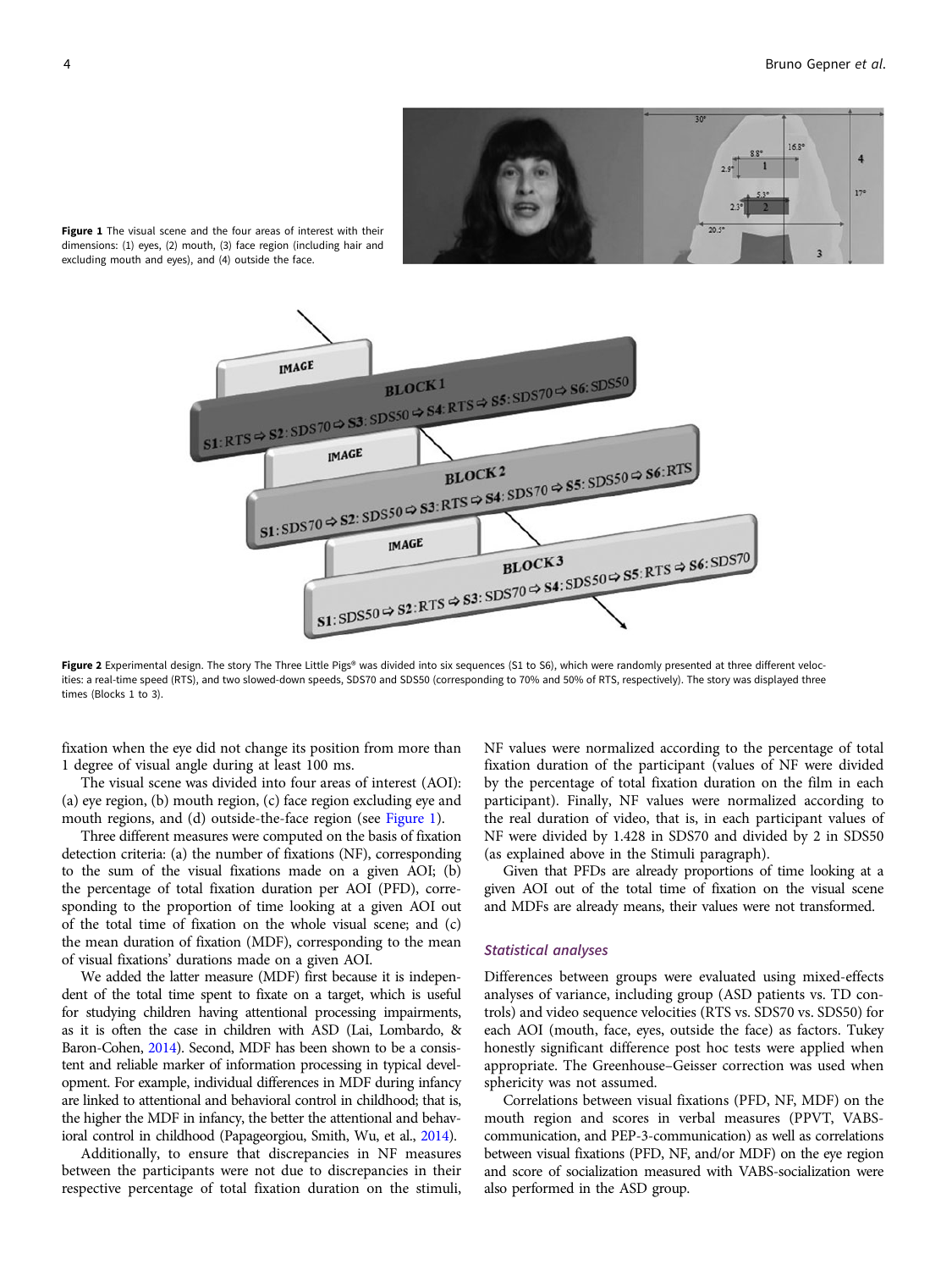Figure 1 The visual scene and the four areas of interest with their dimensions: (1) eyes, (2) mouth, (3) face region (including hair and excluding mouth and eyes), and (4) outside the face.

Figure 2 Experimental design. The story The Three Little Pigs® was divided into six sequences (S1 to S6), which were randomly presented at three different velocities: a real-time speed (RTS), and two slowed-down speeds, SDS70 and SDS50 (corresponding to 70% and 50% of RTS, respectively). The story was displayed three times (Blocks 1 to 3).

fixation when the eye did not change its position from more than 1 degree of visual angle during at least 100 ms.

The visual scene was divided into four areas of interest (AOI): (a) eye region, (b) mouth region, (c) face region excluding eye and mouth regions, and (d) outside-the-face region (see Figure 1).

Three different measures were computed on the basis of fixation detection criteria: (a) the number of fixations (NF), corresponding to the sum of the visual fixations made on a given AOI; (b) the percentage of total fixation duration per AOI (PFD), corresponding to the proportion of time looking at a given AOI out of the total time of fixation on the whole visual scene; and (c) the mean duration of fixation (MDF), corresponding to the mean of visual fixations' durations made on a given AOI.

We added the latter measure (MDF) first because it is independent of the total time spent to fixate on a target, which is useful for studying children having attentional processing impairments, as it is often the case in children with ASD (Lai, Lombardo, & Baron-Cohen, 2014). Second, MDF has been shown to be a consistent and reliable marker of information processing in typical development. For example, individual differences in MDF during infancy are linked to attentional and behavioral control in childhood; that is, the higher the MDF in infancy, the better the attentional and behavioral control in childhood (Papageorgiou, Smith, Wu, et al., 2014).

Additionally, to ensure that discrepancies in NF measures between the participants were not due to discrepancies in their respective percentage of total fixation duration on the stimuli, NF values were normalized according to the percentage of total fixation duration of the participant (values of NF were divided by the percentage of total fixation duration on the film in each participant). Finally, NF values were normalized according to the real duration of video, that is, in each participant values of NF were divided by 1.428 in SDS70 and divided by 2 in SDS50 (as explained above in the Stimuli paragraph).

Given that PFDs are already proportions of time looking at a given AOI out of the total time of fixation on the visual scene and MDFs are already means, their values were not transformed.

### Statistical analyses

Differences between groups were evaluated using mixed-effects analyses of variance, including group (ASD patients vs. TD controls) and video sequence velocities (RTS vs. SDS70 vs. SDS50) for each AOI (mouth, face, eyes, outside the face) as factors. Tukey honestly significant difference post hoc tests were applied when appropriate. The Greenhouse–Geisser correction was used when sphericity was not assumed.

Correlations between visual fixations (PFD, NF, MDF) on the mouth region and scores in verbal measures (PPVT, VABS-communication, and PEP-3-communication) as well as correlations between visual fixations (PFD, NF, and/or MDF) on the eye region and score of socialization measured with VABS-socialization were also performed in the ASD group.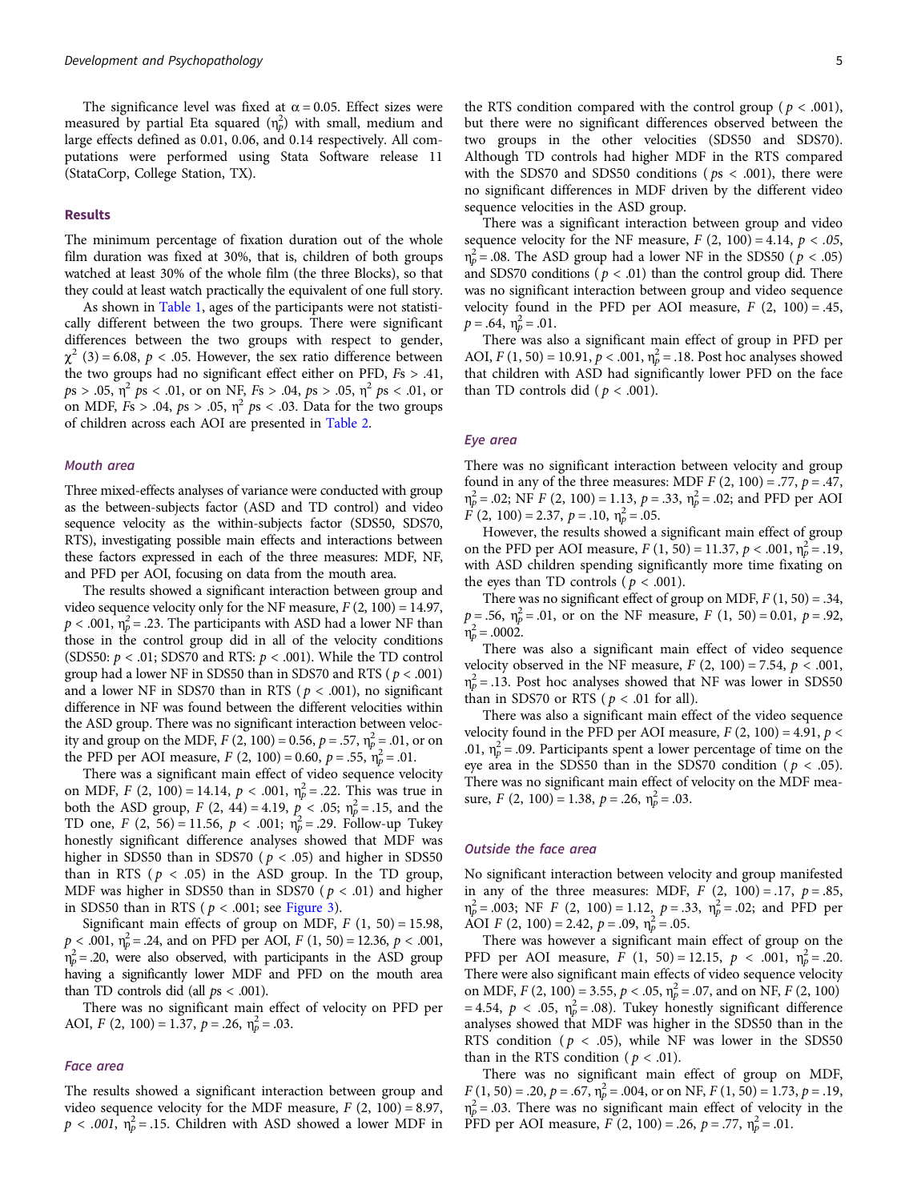The significance level was fixed at α = 0.05. Effect sizes were measured by partial Eta squared ($\eta_p^2$) with small, medium and large effects defined as 0.01, 0.06, and 0.14 respectively. All computations were performed using Stata Software release 11 (StataCorp, College Station, TX).

## Results

The minimum percentage of fixation duration out of the whole film duration was fixed at 30%, that is, children of both groups watched at least 30% of the whole film (the three Blocks), so that they could at least watch practically the equivalent of one full story.

As shown in Table 1, ages of the participants were not statistically different between the two groups. There were significant differences between the two groups with respect to gender, $\chi^2$ (3) = 6.08, $p < .05$. However, the sex ratio difference between the two groups had no significant effect either on PFD, $Fs > .41$, $ps > .05$, $\eta^2$ $ps < .01$, or on NF, $Fs > .04$, $ps > .05$, $\eta^2$ $ps < .01$, or on MDF, $Fs > .04$, $ps > .05$, $\eta^2$ $ps < .03$. Data for the two groups of children across each AOI are presented in Table 2.

### *Mouth area*

Three mixed-effects analyses of variance were conducted with group as the between-subjects factor (ASD and TD control) and video sequence velocity as the within-subjects factor (SDS50, SDS70, RTS), investigating possible main effects and interactions between these factors expressed in each of the three measures: MDF, NF, and PFD per AOI, focusing on data from the mouth area.

The results showed a significant interaction between group and video sequence velocity only for the NF measure, $F$ (2, 100) = 14.97, $p < .001$, $\eta_p^2 = .23$. The participants with ASD had a lower NF than those in the control group did in all of the velocity conditions (SDS50: $p < .01$; SDS70 and RTS: $p < .001$). While the TD control group had a lower NF in SDS50 than in SDS70 and RTS ($p < .001$) and a lower NF in SDS70 than in RTS ($p < .001$), no significant difference in NF was found between the different velocities within the ASD group. There was no significant interaction between velocity and group on the MDF, $F$ (2, 100) = 0.56, $p = .57$, $\eta_p^2 = .01$, or on the PFD per AOI measure, $F$ (2, 100) = 0.60, $p = .55$, $\eta_p^2 = .01$.

There was a significant main effect of video sequence velocity on MDF, $F$ (2, 100) = 14.14, $p < .001$, $\eta_p^2 = .22$. This was true in both the ASD group, $F$ (2, 44) = 4.19, $p < .05$; $\eta_p^2 = .15$, and the TD one, $F$ (2, 56) = 11.56, $p < .001$; $\eta_p^2 = .29$. Follow-up Tukey honestly significant difference analyses showed that MDF was higher in SDS50 than in SDS70 ($p < .05$) and higher in SDS50 than in RTS ($p < .05$) in the ASD group. In the TD group, MDF was higher in SDS50 than in SDS70 ($p < .01$) and higher in SDS50 than in RTS ($p < .001$; see Figure 3).

Significant main effects of group on MDF, $F$ (1, 50) = 15.98, $p < .001$, $\eta_p^2 = .24$, and on PFD per AOI, $F$ (1, 50) = 12.36, $p < .001$, $\eta_p^2 = .20$, were also observed, with participants in the ASD group having a significantly lower MDF and PFD on the mouth area than TD controls did (all $ps < .001$).

There was no significant main effect of velocity on PFD per AOI, $F$ (2, 100) = 1.37, $p = .26$, $\eta_p^2 = .03$.

### *Face area*

The results showed a significant interaction between group and video sequence velocity for the MDF measure, $F$ (2, 100) = 8.97, $p < .001$, $\eta_p^2 = .15$. Children with ASD showed a lower MDF in the RTS condition compared with the control group ($p < .001$), but there were no significant differences observed between the two groups in the other velocities (SDS50 and SDS70). Although TD controls had higher MDF in the RTS compared with the SDS70 and SDS50 conditions ($ps < .001$), there were no significant differences in MDF driven by the different video sequence velocities in the ASD group.

There was a significant interaction between group and video sequence velocity for the NF measure, $F$ (2, 100) = 4.14, $p < .05$, $\eta_p^2 = .08$. The ASD group had a lower NF in the SDS50 ($p < .05$) and SDS70 conditions ($p < .01$) than the control group did. There was no significant interaction between group and video sequence velocity found in the PFD per AOI measure, $F$ (2, 100) = .45, $p = .64$, $\eta_p^2 = .01$.

There was also a significant main effect of group in PFD per AOI, $F$ (1, 50) = 10.91, $p < .001$, $\eta_p^2 = .18$. Post hoc analyses showed that children with ASD had significantly lower PFD on the face than TD controls did ($p < .001$).

### *Eye area*

There was no significant interaction between velocity and group found in any of the three measures: MDF $F$ (2, 100) = .77, $p = .47$, $\eta_p^2 = .02$; NF $F$ (2, 100) = 1.13, $p = .33$, $\eta_p^2 = .02$; and PFD per AOI $F$ (2, 100) = 2.37, $p = .10$, $\eta_p^2 = .05$.

However, the results showed a significant main effect of group on the PFD per AOI measure, $F$ (1, 50) = 11.37, $p < .001$, $\eta_p^2 = .19$, with ASD children spending significantly more time fixating on the eyes than TD controls ($p < .001$).

There was no significant effect of group on MDF, $F$ (1, 50) = .34, $p = .56$, $\eta_p^2 = .01$, or on the NF measure, $F$ (1, 50) = 0.01, $p = .92$, $\eta_p^2 = .0002$.

There was also a significant main effect of video sequence velocity observed in the NF measure, $F$ (2, 100) = 7.54, $p < .001$, $\eta_p^2 = .13$. Post hoc analyses showed that NF was lower in SDS50 than in SDS70 or RTS ($p < .01$ for all).

There was also a significant main effect of the video sequence velocity found in the PFD per AOI measure, $F$ (2, 100) = 4.91, $p < .01$, $\eta_p^2 = .09$. Participants spent a lower percentage of time on the eye area in the SDS50 than in the SDS70 condition ($p < .05$). There was no significant main effect of velocity on the MDF measure, $F$ (2, 100) = 1.38, $p = .26$, $\eta_p^2 = .03$.

### *Outside the face area*

No significant interaction between velocity and group manifested in any of the three measures: MDF, $F$ (2, 100) = .17, $p = .85$, $\eta_p^2 = .003$; NF $F$ (2, 100) = 1.12, $p = .33$, $\eta_p^2 = .02$; and PFD per AOI $F$ (2, 100) = 2.42, $p = .09$, $\eta_p^2 = .05$.

There was however a significant main effect of group on the PFD per AOI measure, $F$ (1, 50) = 12.15, $p < .001$, $\eta_p^2 = .20$. There were also significant main effects of video sequence velocity on MDF, $F$ (2, 100) = 3.55, $p < .05$, $\eta_p^2 = .07$, and on NF, $F$ (2, 100) = 4.54, $p < .05$, $\eta_p^2 = .08$). Tukey honestly significant difference analyses showed that MDF was higher in the SDS50 than in the RTS condition ($p < .05$), while NF was lower in the SDS50 than in the RTS condition ($p < .01$).

There was no significant main effect of group on MDF, $F$ (1, 50) = .20, $p = .67$, $\eta_p^2 = .004$, or on NF, $F$ (1, 50) = 1.73, $p = .19$, $\eta_p^2 = .03$. There was no significant main effect of velocity in the PFD per AOI measure, $F$ (2, 100) = .26, $p = .77$, $\eta_p^2 = .01$.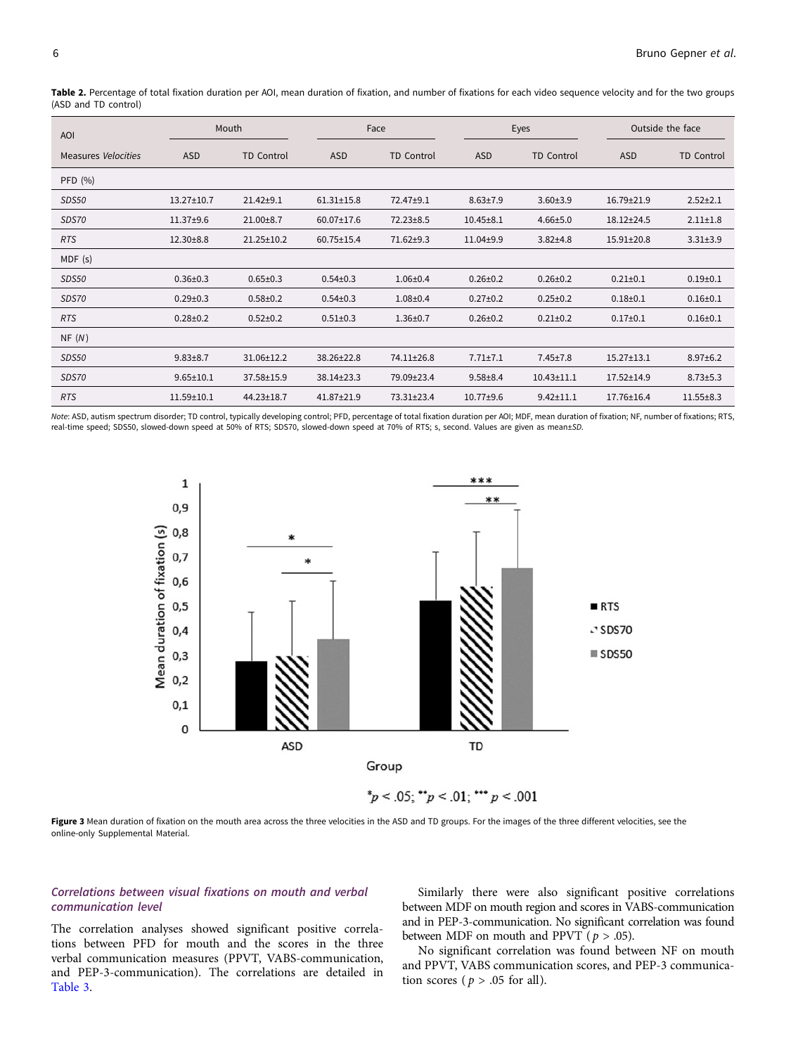**Table 2.** Percentage of total fixation duration per AOI, mean duration of fixation, and number of fixations for each video sequence velocity and for the two groups (ASD and TD control)

| AOI | Mouth | | Face | | Eyes | | Outside the face | |
|---|---|---|---|---|---|---|---|---|
| Measures *Velocities* | ASD | TD Control | ASD | TD Control | ASD | TD Control | ASD | TD Control |
| PFD (%) | | | | | | | | |
| *SDS50* | 13.27±10.7 | 21.42±9.1 | 61.31±15.8 | 72.47±9.1 | 8.63±7.9 | 3.60±3.9 | 16.79±21.9 | 2.52±2.1 |
| *SDS70* | 11.37±9.6 | 21.00±8.7 | 60.07±17.6 | 72.23±8.5 | 10.45±8.1 | 4.66±5.0 | 18.12±24.5 | 2.11±1.8 |
| *RTS* | 12.30±8.8 | 21.25±10.2 | 60.75±15.4 | 71.62±9.3 | 11.04±9.9 | 3.82±4.8 | 15.91±20.8 | 3.31±3.9 |
| MDF (s) | | | | | | | | |
| *SDS50* | 0.36±0.3 | 0.65±0.3 | 0.54±0.3 | 1.06±0.4 | 0.26±0.2 | 0.26±0.2 | 0.21±0.1 | 0.19±0.1 |
| *SDS70* | 0.29±0.3 | 0.58±0.2 | 0.54±0.3 | 1.08±0.4 | 0.27±0.2 | 0.25±0.2 | 0.18±0.1 | 0.16±0.1 |
| *RTS* | 0.28±0.2 | 0.52±0.2 | 0.51±0.3 | 1.36±0.7 | 0.26±0.2 | 0.21±0.2 | 0.17±0.1 | 0.16±0.1 |
| NF (*N*) | | | | | | | | |
| *SDS50* | 9.83±8.7 | 31.06±12.2 | 38.26±22.8 | 74.11±26.8 | 7.71±7.1 | 7.45±7.8 | 15.27±13.1 | 8.97±6.2 |
| *SDS70* | 9.65±10.1 | 37.58±15.9 | 38.14±23.3 | 79.09±23.4 | 9.58±8.4 | 10.43±11.1 | 17.52±14.9 | 8.73±5.3 |
| *RTS* | 11.59±10.1 | 44.23±18.7 | 41.87±21.9 | 73.31±23.4 | 10.77±9.6 | 9.42±11.1 | 17.76±16.4 | 11.55±8.3 |

*Note*: ASD, autism spectrum disorder; TD control, typically developing control; PFD, percentage of total fixation duration per AOI; MDF, mean duration of fixation; NF, number of fixations; RTS, real-time speed; SDS50, slowed-down speed at 50% of RTS; SDS70, slowed-down speed at 70% of RTS; s, second. Values are given as mean±*SD*.

$^{*}p < .05$; $^{**}p < .01$; $^{***}p < .001$

**Figure 3** Mean duration of fixation on the mouth area across the three velocities in the ASD and TD groups. For the images of the three different velocities, see the online-only Supplemental Material.

### *Correlations between visual fixations on mouth and verbal communication level*

The correlation analyses showed significant positive correlations between PFD for mouth and the scores in the three verbal communication measures (PPVT, VABS-communication, and PEP-3-communication). The correlations are detailed in Table 3.

Similarly there were also significant positive correlations between MDF on mouth region and scores in VABS-communication and in PEP-3-communication. No significant correlation was found between MDF on mouth and PPVT ($p > .05$).

No significant correlation was found between NF on mouth and PPVT, VABS communication scores, and PEP-3 communication scores ($p > .05$ for all).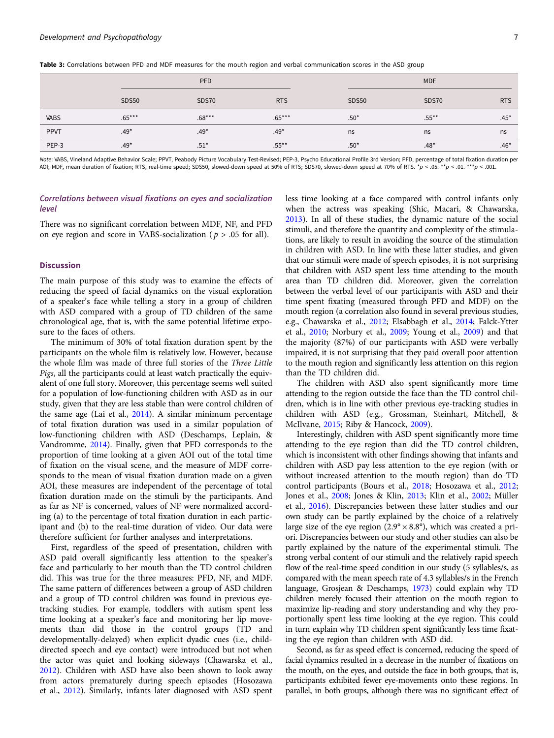**Table 3:** Correlations between PFD and MDF measures for the mouth region and verbal communication scores in the ASD group

| | PFD | | | MDF | | |
|---|---|---|---|---|---|---|
| | SDS50 | SDS70 | RTS | SDS50 | SDS70 | RTS |
| VABS | .65*** | .68*** | .65*** | .50* | .55** | .45* |
| PPVT | .49* | .49* | .49* | ns | ns | ns |
| PEP-3 | .49* | .51* | .55** | .50* | .48* | .46* |

*Note*: VABS, Vineland Adaptive Behavior Scale; PPVT, Peabody Picture Vocabulary Test-Revised; PEP-3, Psycho Educational Profile 3rd Version; PFD, percentage of total fixation duration per AOI; MDF, mean duration of fixation; RTS, real-time speed; SDS50, slowed-down speed at 50% of RTS; SDS70, slowed-down speed at 70% of RTS. *$p < .05$. **$p < .01$. ***$p < .001$.

### *Correlations between visual fixations on eyes and socialization level*

There was no significant correlation between MDF, NF, and PFD on eye region and score in VABS-socialization ($p > .05$ for all).

## Discussion

The main purpose of this study was to examine the effects of reducing the speed of facial dynamics on the visual exploration of a speaker's face while telling a story in a group of children with ASD compared with a group of TD children of the same chronological age, that is, with the same potential lifetime exposure to the faces of others.

The minimum of 30% of total fixation duration spent by the participants on the whole film is relatively low. However, because the whole film was made of three full stories of the *Three Little Pigs*, all the participants could at least watch practically the equivalent of one full story. Moreover, this percentage seems well suited for a population of low-functioning children with ASD as in our study, given that they are less stable than were control children of the same age (Lai et al., 2014). A similar minimum percentage of total fixation duration was used in a similar population of low-functioning children with ASD (Deschamps, Leplain, & Vandromme, 2014). Finally, given that PFD corresponds to the proportion of time looking at a given AOI out of the total time of fixation on the visual scene, and the measure of MDF corresponds to the mean of visual fixation duration made on a given AOI, these measures are independent of the percentage of total fixation duration made on the stimuli by the participants. And as far as NF is concerned, values of NF were normalized according (a) to the percentage of total fixation duration in each participant and (b) to the real-time duration of video. Our data were therefore sufficient for further analyses and interpretations.

First, regardless of the speed of presentation, children with ASD paid overall significantly less attention to the speaker's face and particularly to her mouth than the TD control children did. This was true for the three measures: PFD, NF, and MDF. The same pattern of differences between a group of ASD children and a group of TD control children was found in previous eye-tracking studies. For example, toddlers with autism spent less time looking at a speaker's face and monitoring her lip movements than did those in the control groups (TD and developmentally-delayed) when explicit dyadic cues (i.e., child-directed speech and eye contact) were introduced but not when the actor was quiet and looking sideways (Chawarska et al., 2012). Children with ASD have also been shown to look away from actors prematurely during speech episodes (Hosozawa et al., 2012). Similarly, infants later diagnosed with ASD spent less time looking at a face compared with control infants only when the actress was speaking (Shic, Macari, & Chawarska, 2013). In all of these studies, the dynamic nature of the social stimuli, and therefore the quantity and complexity of the stimulations, are likely to result in avoiding the source of the stimulation in children with ASD. In line with these latter studies, and given that our stimuli were made of speech episodes, it is not surprising that children with ASD spent less time attending to the mouth area than TD children did. Moreover, given the correlation between the verbal level of our participants with ASD and their time spent fixating (measured through PFD and MDF) on the mouth region (a correlation also found in several previous studies, e.g., Chawarska et al., 2012; Elsabbagh et al., 2014; Falck-Ytter et al., 2010; Norbury et al., 2009; Young et al., 2009) and that the majority (87%) of our participants with ASD were verbally impaired, it is not surprising that they paid overall poor attention to the mouth region and significantly less attention on this region than the TD children did.

The children with ASD also spent significantly more time attending to the region outside the face than the TD control children, which is in line with other previous eye-tracking studies in children with ASD (e.g., Grossman, Steinhart, Mitchell, & McIlvane, 2015; Riby & Hancock, 2009).

Interestingly, children with ASD spent significantly more time attending to the eye region than did the TD control children, which is inconsistent with other findings showing that infants and children with ASD pay less attention to the eye region (with or without increased attention to the mouth region) than do TD control participants (Bours et al., 2018; Hosozawa et al., 2012; Jones et al., 2008; Jones & Klin, 2013; Klin et al., 2002; Müller et al., 2016). Discrepancies between these latter studies and our own study can be partly explained by the choice of a relatively large size of the eye region ($2.9° \times 8.8°$), which was created a priori. Discrepancies between our study and other studies can also be partly explained by the nature of the experimental stimuli. The strong verbal content of our stimuli and the relatively rapid speech flow of the real-time speed condition in our study (5 syllables/s, as compared with the mean speech rate of 4.3 syllables/s in the French language, Grosjean & Deschamps, 1973) could explain why TD children merely focused their attention on the mouth region to maximize lip-reading and story understanding and why they proportionally spent less time looking at the eye region. This could in turn explain why TD children spent significantly less time fixating the eye region than children with ASD did.

Second, as far as speed effect is concerned, reducing the speed of facial dynamics resulted in a decrease in the number of fixations on the mouth, on the eyes, and outside the face in both groups, that is, participants exhibited fewer eye-movements onto these regions. In parallel, in both groups, although there was no significant effect of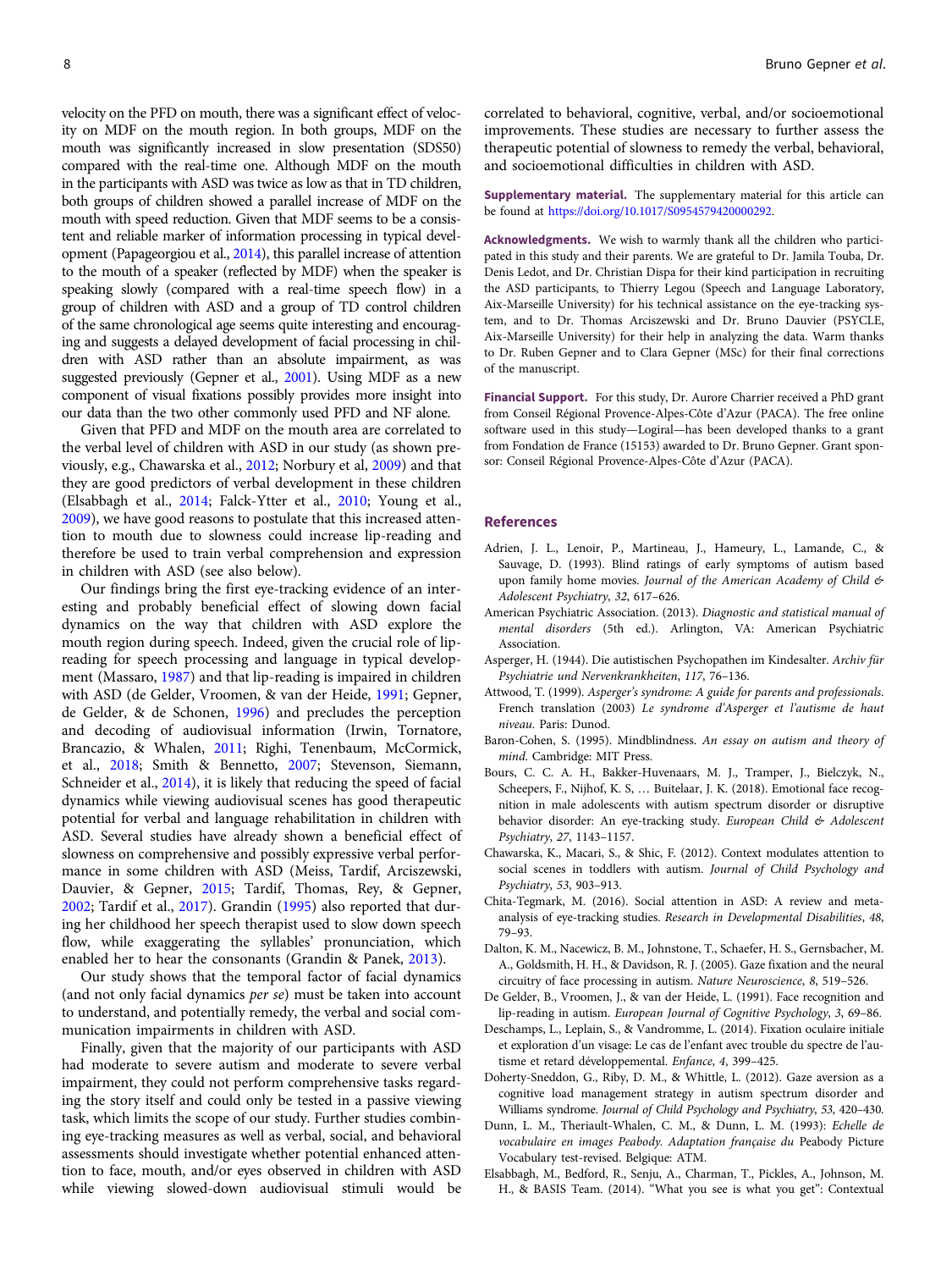velocity on the PFD on mouth, there was a significant effect of velocity on MDF on the mouth region. In both groups, MDF on the mouth was significantly increased in slow presentation (SDS50) compared with the real-time one. Although MDF on the mouth in the participants with ASD was twice as low as that in TD children, both groups of children showed a parallel increase of MDF on the mouth with speed reduction. Given that MDF seems to be a consistent and reliable marker of information processing in typical development (Papageorgiou et al., 2014), this parallel increase of attention to the mouth of a speaker (reflected by MDF) when the speaker is speaking slowly (compared with a real-time speech flow) in a group of children with ASD and a group of TD control children of the same chronological age seems quite interesting and encouraging and suggests a delayed development of facial processing in children with ASD rather than an absolute impairment, as was suggested previously (Gepner et al., 2001). Using MDF as a new component of visual fixations possibly provides more insight into our data than the two other commonly used PFD and NF alone.

Given that PFD and MDF on the mouth area are correlated to the verbal level of children with ASD in our study (as shown previously, e.g., Chawarska et al., 2012; Norbury et al, 2009) and that they are good predictors of verbal development in these children (Elsabbagh et al., 2014; Falck-Ytter et al., 2010; Young et al., 2009), we have good reasons to postulate that this increased attention to mouth due to slowness could increase lip-reading and therefore be used to train verbal comprehension and expression in children with ASD (see also below).

Our findings bring the first eye-tracking evidence of an interesting and probably beneficial effect of slowing down facial dynamics on the way that children with ASD explore the mouth region during speech. Indeed, given the crucial role of lip-reading for speech processing and language in typical development (Massaro, 1987) and that lip-reading is impaired in children with ASD (de Gelder, Vroomen, & van der Heide, 1991; Gepner, de Gelder, & de Schonen, 1996) and precludes the perception and decoding of audiovisual information (Irwin, Tornatore, Brancazio, & Whalen, 2011; Righi, Tenenbaum, McCormick, et al., 2018; Smith & Bennetto, 2007; Stevenson, Siemann, Schneider et al., 2014), it is likely that reducing the speed of facial dynamics while viewing audiovisual scenes has good therapeutic potential for verbal and language rehabilitation in children with ASD. Several studies have already shown a beneficial effect of slowness on comprehensive and possibly expressive verbal performance in some children with ASD (Meiss, Tardif, Arciszewski, Dauvier, & Gepner, 2015; Tardif, Thomas, Rey, & Gepner, 2002; Tardif et al., 2017). Grandin (1995) also reported that during her childhood her speech therapist used to slow down speech flow, while exaggerating the syllables' pronunciation, which enabled her to hear the consonants (Grandin & Panek, 2013).

Our study shows that the temporal factor of facial dynamics (and not only facial dynamics *per se*) must be taken into account to understand, and potentially remedy, the verbal and social communication impairments in children with ASD.

Finally, given that the majority of our participants with ASD had moderate to severe autism and moderate to severe verbal impairment, they could not perform comprehensive tasks regarding the story itself and could only be tested in a passive viewing task, which limits the scope of our study. Further studies combining eye-tracking measures as well as verbal, social, and behavioral assessments should investigate whether potential enhanced attention to face, mouth, and/or eyes observed in children with ASD while viewing slowed-down audiovisual stimuli would be correlated to behavioral, cognitive, verbal, and/or socioemotional improvements. These studies are necessary to further assess the therapeutic potential of slowness to remedy the verbal, behavioral, and socioemotional difficulties in children with ASD.

**Supplementary material.** The supplementary material for this article can be found at https://doi.org/10.1017/S0954579420000292.

**Acknowledgments.** We wish to warmly thank all the children who participated in this study and their parents. We are grateful to Dr. Jamila Touba, Dr. Denis Ledot, and Dr. Christian Dispa for their kind participation in recruiting the ASD participants, to Thierry Legou (Speech and Language Laboratory, Aix-Marseille University) for his technical assistance on the eye-tracking system, and to Dr. Thomas Arciszewski and Dr. Bruno Dauvier (PSYCLE, Aix-Marseille University) for their help in analyzing the data. Warm thanks to Dr. Ruben Gepner and to Clara Gepner (MSc) for their final corrections of the manuscript.

**Financial Support.** For this study, Dr. Aurore Charrier received a PhD grant from Conseil Régional Provence-Alpes-Côte d'Azur (PACA). The free online software used in this study—Logiral—has been developed thanks to a grant from Fondation de France (15153) awarded to Dr. Bruno Gepner. Grant sponsor: Conseil Régional Provence-Alpes-Côte d'Azur (PACA).

## References

Adrien, J. L., Lenoir, P., Martineau, J., Hameury, L., Lamande, C., & Sauvage, D. (1993). Blind ratings of early symptoms of autism based upon family home movies. *Journal of the American Academy of Child & Adolescent Psychiatry*, *32*, 617–626.

American Psychiatric Association. (2013). *Diagnostic and statistical manual of mental disorders* (5th ed.). Arlington, VA: American Psychiatric Association.

Asperger, H. (1944). Die autistischen Psychopathen im Kindesalter. *Archiv für Psychiatrie und Nervenkrankheiten*, *117*, 76–136.

Attwood, T. (1999). *Asperger's syndrome: A guide for parents and professionals*. French translation (2003) *Le syndrome d'Asperger et l'autisme de haut niveau*. Paris: Dunod.

Baron-Cohen, S. (1995). Mindblindness. *An essay on autism and theory of mind*. Cambridge: MIT Press.

Bours, C. C. A. H., Bakker-Huvenaars, M. J., Tramper, J., Bielczyk, N., Scheepers, F., Nijhof, K. S, … Buitelaar, J. K. (2018). Emotional face recognition in male adolescents with autism spectrum disorder or disruptive behavior disorder: An eye-tracking study. *European Child & Adolescent Psychiatry*, *27*, 1143–1157.

Chawarska, K., Macari, S., & Shic, F. (2012). Context modulates attention to social scenes in toddlers with autism. *Journal of Child Psychology and Psychiatry*, *53*, 903–913.

Chita-Tegmark, M. (2016). Social attention in ASD: A review and meta-analysis of eye-tracking studies. *Research in Developmental Disabilities*, *48*, 79–93.

Dalton, K. M., Nacewicz, B. M., Johnstone, T., Schaefer, H. S., Gernsbacher, M. A., Goldsmith, H. H., & Davidson, R. J. (2005). Gaze fixation and the neural circuitry of face processing in autism. *Nature Neuroscience*, *8*, 519–526.

De Gelder, B., Vroomen, J., & van der Heide, L. (1991). Face recognition and lip-reading in autism. *European Journal of Cognitive Psychology*, *3*, 69–86.

Deschamps, L., Leplain, S., & Vandromme, L. (2014). Fixation oculaire initiale et exploration d'un visage: Le cas de l'enfant avec trouble du spectre de l'autisme et retard développemental. *Enfance*, *4*, 399–425.

Doherty-Sneddon, G., Riby, D. M., & Whittle, L. (2012). Gaze aversion as a cognitive load management strategy in autism spectrum disorder and Williams syndrome. *Journal of Child Psychology and Psychiatry*, *53*, 420–430.

Dunn, L. M., Theriault-Whalen, C. M., & Dunn, L. M. (1993): *Echelle de vocabulaire en images Peabody. Adaptation française du* Peabody Picture Vocabulary test-revised. Belgique: ATM.

Elsabbagh, M., Bedford, R., Senju, A., Charman, T., Pickles, A., Johnson, M. H., & BASIS Team. (2014). "What you see is what you get": Contextual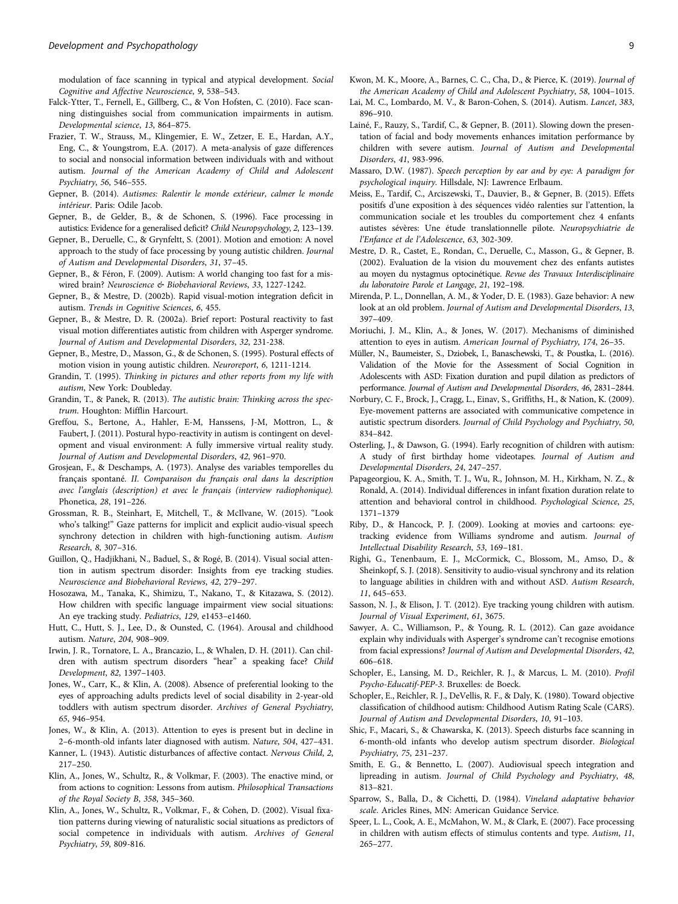modulation of face scanning in typical and atypical development. *Social Cognitive and Affective Neuroscience*, *9*, 538–543.

Falck-Ytter, T., Fernell, E., Gillberg, C., & Von Hofsten, C. (2010). Face scanning distinguishes social from communication impairments in autism. *Developmental science*, *13*, 864–875.

Frazier, T. W., Strauss, M., Klingemier, E. W., Zetzer, E. E., Hardan, A.Y., Eng, C., & Youngstrom, E.A. (2017). A meta-analysis of gaze differences to social and nonsocial information between individuals with and without autism. *Journal of the American Academy of Child and Adolescent Psychiatry*, *56*, 546–555.

Gepner, B. (2014). *Autismes: Ralentir le monde extérieur, calmer le monde intérieur*. Paris: Odile Jacob.

Gepner, B., de Gelder, B., & de Schonen, S. (1996). Face processing in autistics: Evidence for a generalised deficit? *Child Neuropsychology*, *2*, 123–139.

Gepner, B., Deruelle, C., & Grynfeltt, S. (2001). Motion and emotion: A novel approach to the study of face processing by young autistic children. *Journal of Autism and Developmental Disorders*, *31*, 37–45.

Gepner, B., & Féron, F. (2009). Autism: A world changing too fast for a mis-wired brain? *Neuroscience & Biobehavioral Reviews*, *33*, 1227-1242.

Gepner, B., & Mestre, D. (2002b). Rapid visual-motion integration deficit in autism. *Trends in Cognitive Sciences*, *6*, 455.

Gepner, B., & Mestre, D. R. (2002a). Brief report: Postural reactivity to fast visual motion differentiates autistic from children with Asperger syndrome. *Journal of Autism and Developmental Disorders*, *32*, 231-238.

Gepner, B., Mestre, D., Masson, G., & de Schonen, S. (1995). Postural effects of motion vision in young autistic children. *Neuroreport*, *6*, 1211-1214.

Grandin, T. (1995). *Thinking in pictures and other reports from my life with autism*, New York: Doubleday.

Grandin, T., & Panek, R. (2013). *The autistic brain: Thinking across the spectrum*. Houghton: Mifflin Harcourt.

Greffou, S., Bertone, A., Hahler, E-M, Hanssens, J-M, Mottron, L., & Faubert, J. (2011). Postural hypo-reactivity in autism is contingent on development and visual environment: A fully immersive virtual reality study. *Journal of Autism and Developmental Disorders*, *42*, 961–970.

Grosjean, F., & Deschamps, A. (1973). Analyse des variables temporelles du français spontané. *II. Comparaison du français oral dans la description avec l'anglais (description) et avec le français (interview radiophonique).* Phonetica, *28*, 191–226.

Grossman, R. B., Steinhart, E, Mitchell, T., & McIlvane, W. (2015). "Look who's talking!" Gaze patterns for implicit and explicit audio-visual speech synchrony detection in children with high-functioning autism. *Autism Research*, *8*, 307–316.

Guillon, Q., Hadjikhani, N., Baduel, S., & Rogé, B. (2014). Visual social attention in autism spectrum disorder: Insights from eye tracking studies. *Neuroscience and Biobehavioral Reviews*, *42*, 279–297.

Hosozawa, M., Tanaka, K., Shimizu, T., Nakano, T., & Kitazawa, S. (2012). How children with specific language impairment view social situations: An eye tracking study. *Pediatrics*, *129*, e1453–e1460.

Hutt, C., Hutt, S. J., Lee, D., & Ounsted, C. (1964). Arousal and childhood autism. *Nature*, *204*, 908–909.

Irwin, J. R., Tornatore, L. A., Brancazio, L., & Whalen, D. H. (2011). Can children with autism spectrum disorders "hear" a speaking face? *Child Development*, *82*, 1397–1403.

Jones, W., Carr, K., & Klin, A. (2008). Absence of preferential looking to the eyes of approaching adults predicts level of social disability in 2-year-old toddlers with autism spectrum disorder. *Archives of General Psychiatry*, *65*, 946–954.

Jones, W., & Klin, A. (2013). Attention to eyes is present but in decline in 2–6-month-old infants later diagnosed with autism. *Nature*, *504*, 427–431.

Kanner, L. (1943). Autistic disturbances of affective contact. *Nervous Child*, *2*, 217–250.

Klin, A., Jones, W., Schultz, R., & Volkmar, F. (2003). The enactive mind, or from actions to cognition: Lessons from autism. *Philosophical Transactions of the Royal Society B*, *358*, 345–360.

Klin, A., Jones, W., Schultz, R., Volkmar, F., & Cohen, D. (2002). Visual fixation patterns during viewing of naturalistic social situations as predictors of social competence in individuals with autism. *Archives of General Psychiatry*, *59*, 809-816.

Kwon, M. K., Moore, A., Barnes, C. C., Cha, D., & Pierce, K. (2019). *Journal of the American Academy of Child and Adolescent Psychiatry*, *58*, 1004–1015.

Lai, M. C., Lombardo, M. V., & Baron-Cohen, S. (2014). Autism. *Lancet*, *383*, 896–910.

Lainé, F., Rauzy, S., Tardif, C., & Gepner, B. (2011). Slowing down the presentation of facial and body movements enhances imitation performance by children with severe autism. *Journal of Autism and Developmental Disorders*, *41*, 983-996.

Massaro, D.W. (1987). *Speech perception by ear and by eye: A paradigm for psychological inquiry*. Hillsdale, NJ: Lawrence Erlbaum.

Meiss, E., Tardif, C., Arciszewski, T., Dauvier, B., & Gepner, B. (2015). Effets positifs d'une exposition à des séquences vidéo ralenties sur l'attention, la communication sociale et les troubles du comportement chez 4 enfants autistes sévères: Une étude translationnelle pilote. *Neuropsychiatrie de l'Enfance et de l'Adolescence*, *63*, 302-309.

Mestre, D. R., Castet, E., Rondan, C., Deruelle, C., Masson, G., & Gepner, B. (2002). Evaluation de la vision du mouvement chez des enfants autistes au moyen du nystagmus optocinétique. *Revue des Travaux Interdisciplinaire du laboratoire Parole et Langage*, *21*, 192–198.

Mirenda, P. L., Donnellan, A. M., & Yoder, D. E. (1983). Gaze behavior: A new look at an old problem. *Journal of Autism and Developmental Disorders*, *13*, 397–409.

Moriuchi, J. M., Klin, A., & Jones, W. (2017). Mechanisms of diminished attention to eyes in autism. *American Journal of Psychiatry*, *174*, 26–35.

Müller, N., Baumeister, S., Dziobek, I., Banaschewski, T., & Poustka, L. (2016). Validation of the Movie for the Assessment of Social Cognition in Adolescents with ASD: Fixation duration and pupil dilation as predictors of performance. *Journal of Autism and Developmental Disorders*, *46*, 2831–2844.

Norbury, C. F., Brock, J., Cragg, L., Einav, S., Griffiths, H., & Nation, K. (2009). Eye-movement patterns are associated with communicative competence in autistic spectrum disorders. *Journal of Child Psychology and Psychiatry*, *50*, 834–842.

Osterling, J., & Dawson, G. (1994). Early recognition of children with autism: A study of first birthday home videotapes. *Journal of Autism and Developmental Disorders*, *24*, 247–257.

Papageorgiou, K. A., Smith, T. J., Wu, R., Johnson, M. H., Kirkham, N. Z., & Ronald, A. (2014). Individual differences in infant fixation duration relate to attention and behavioral control in childhood. *Psychological Science*, *25*, 1371–1379

Riby, D., & Hancock, P. J. (2009). Looking at movies and cartoons: eye-tracking evidence from Williams syndrome and autism. *Journal of Intellectual Disability Research*, *53*, 169–181.

Righi, G., Tenenbaum, E. J., McCormick, C., Blossom, M., Amso, D., & Sheinkopf, S. J. (2018). Sensitivity to audio-visual synchrony and its relation to language abilities in children with and without ASD. *Autism Research*, *11*, 645–653.

Sasson, N. J., & Elison, J. T. (2012). Eye tracking young children with autism. *Journal of Visual Experiment*, *61*, 3675.

Sawyer, A. C., Williamson, P., & Young, R. L. (2012). Can gaze avoidance explain why individuals with Asperger's syndrome can't recognise emotions from facial expressions? *Journal of Autism and Developmental Disorders*, *42*, 606–618.

Schopler, E., Lansing, M. D., Reichler, R. J., & Marcus, L. M. (2010). *Profil Psycho-Educatif-PEP-3.* Bruxelles: de Boeck.

Schopler, E., Reichler, R. J., DeVellis, R. F., & Daly, K. (1980). Toward objective classification of childhood autism: Childhood Autism Rating Scale (CARS). *Journal of Autism and Developmental Disorders*, *10*, 91–103.

Shic, F., Macari, S., & Chawarska, K. (2013). Speech disturbs face scanning in 6-month-old infants who develop autism spectrum disorder. *Biological Psychiatry*, *75*, 231–237.

Smith, E. G., & Bennetto, L. (2007). Audiovisual speech integration and lipreading in autism. *Journal of Child Psychology and Psychiatry*, *48*, 813–821.

Sparrow, S., Balla, D., & Cichetti, D. (1984). *Vineland adaptative behavior scale*. Aricles Rines, MN: American Guidance Service.

Speer, L. L., Cook, A. E., McMahon, W. M., & Clark, E. (2007). Face processing in children with autism effects of stimulus contents and type. *Autism*, *11*, 265–277.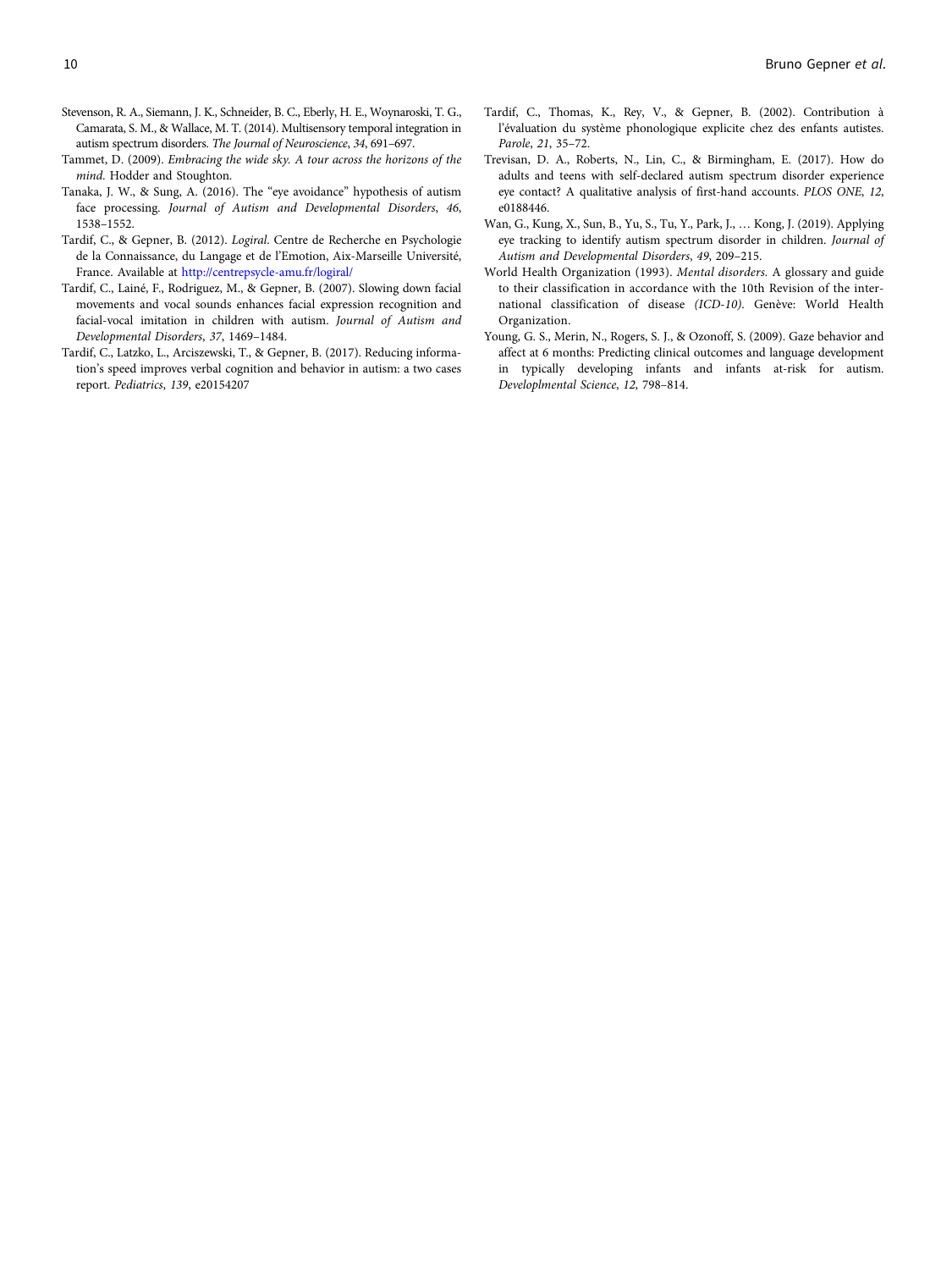Stevenson, R. A., Siemann, J. K., Schneider, B. C., Eberly, H. E., Woynaroski, T. G., Camarata, S. M., & Wallace, M. T. (2014). Multisensory temporal integration in autism spectrum disorders. *The Journal of Neuroscience*, *34*, 691–697.

Tammet, D. (2009). *Embracing the wide sky. A tour across the horizons of the mind*. Hodder and Stoughton.

Tanaka, J. W., & Sung, A. (2016). The "eye avoidance" hypothesis of autism face processing. *Journal of Autism and Developmental Disorders*, *46*, 1538–1552.

Tardif, C., & Gepner, B. (2012). *Logiral*. Centre de Recherche en Psychologie de la Connaissance, du Langage et de l'Emotion, Aix-Marseille Université, France. Available at http://centrepsycle-amu.fr/logiral/

Tardif, C., Lainé, F., Rodriguez, M., & Gepner, B. (2007). Slowing down facial movements and vocal sounds enhances facial expression recognition and facial-vocal imitation in children with autism. *Journal of Autism and Developmental Disorders*, *37*, 1469–1484.

Tardif, C., Latzko, L., Arciszewski, T., & Gepner, B. (2017). Reducing information's speed improves verbal cognition and behavior in autism: a two cases report. *Pediatrics*, *139*, e20154207

Tardif, C., Thomas, K., Rey, V., & Gepner, B. (2002). Contribution à l'évaluation du système phonologique explicite chez des enfants autistes. *Parole*, *21*, 35–72.

Trevisan, D. A., Roberts, N., Lin, C., & Birmingham, E. (2017). How do adults and teens with self-declared autism spectrum disorder experience eye contact? A qualitative analysis of first-hand accounts. *PLOS ONE*, *12*, e0188446.

Wan, G., Kung, X., Sun, B., Yu, S., Tu, Y., Park, J., … Kong, J. (2019). Applying eye tracking to identify autism spectrum disorder in children. *Journal of Autism and Developmental Disorders*, *49*, 209–215.

World Health Organization (1993). *Mental disorders*. A glossary and guide to their classification in accordance with the 10th Revision of the international classification of disease *(ICD-10)*. Genève: World Health Organization.

Young, G. S., Merin, N., Rogers, S. J., & Ozonoff, S. (2009). Gaze behavior and affect at 6 months: Predicting clinical outcomes and language development in typically developing infants and infants at-risk for autism. *Developlmental Science*, *12*, 798–814.